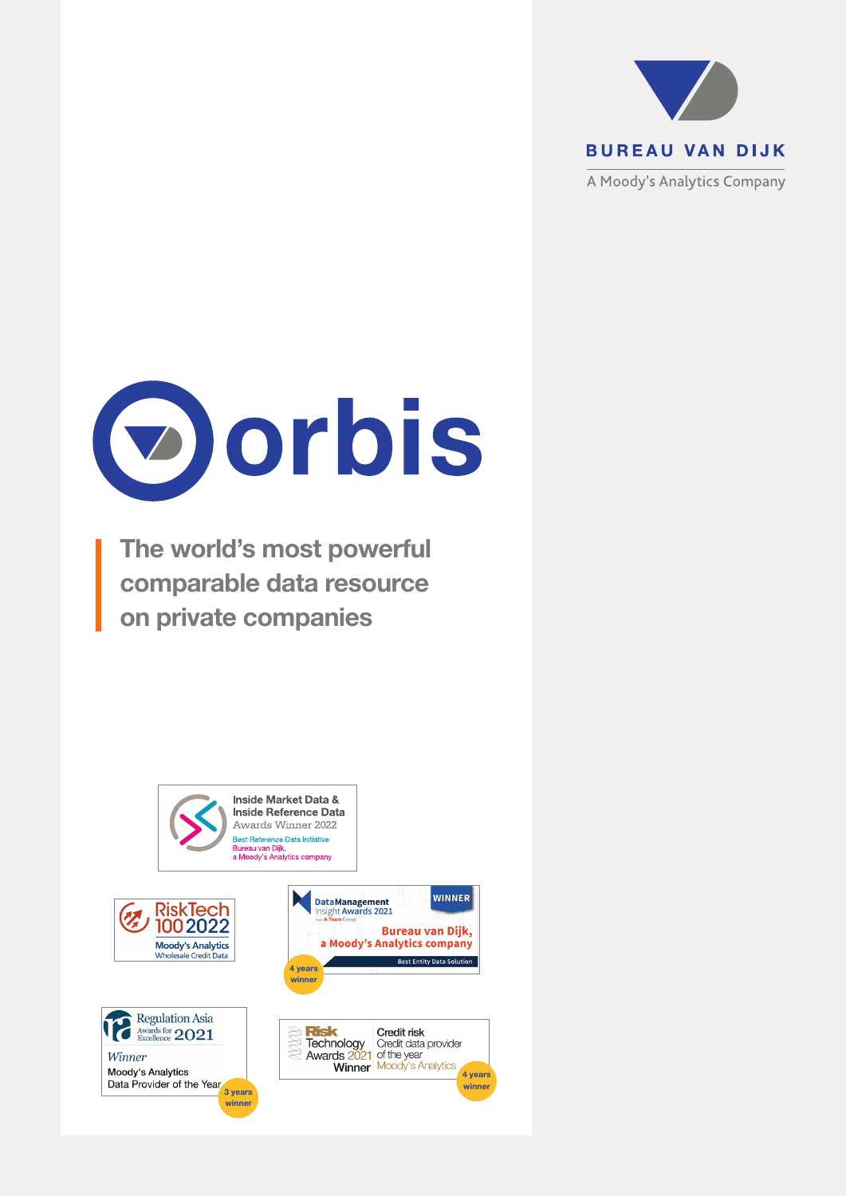BUREAU VAN DIJK

A Moody's Analytics Company

# orbis

## The world's most powerful comparable data resource on private companies

Inside Market Data & Inside Reference Data Awards Winner 2022
Best Reference Data Initiative
Bureau van Dijk, a Moody's Analytics company

RiskTech 100 2022
Moody's Analytics
Wholesale Credit Data

DataManagement Insight Awards 2021
from A-Team Group
WINNER
Bureau van Dijk, a Moody's Analytics company
Best Entity Data Solution
4 years winner

Regulation Asia Awards for Excellence 2021
*Winner*
Moody's Analytics
Data Provider of the Year
3 years winner

Risk Technology Awards 2021 Winner
Credit risk
Credit data provider of the year
Moody's Analytics
4 years winner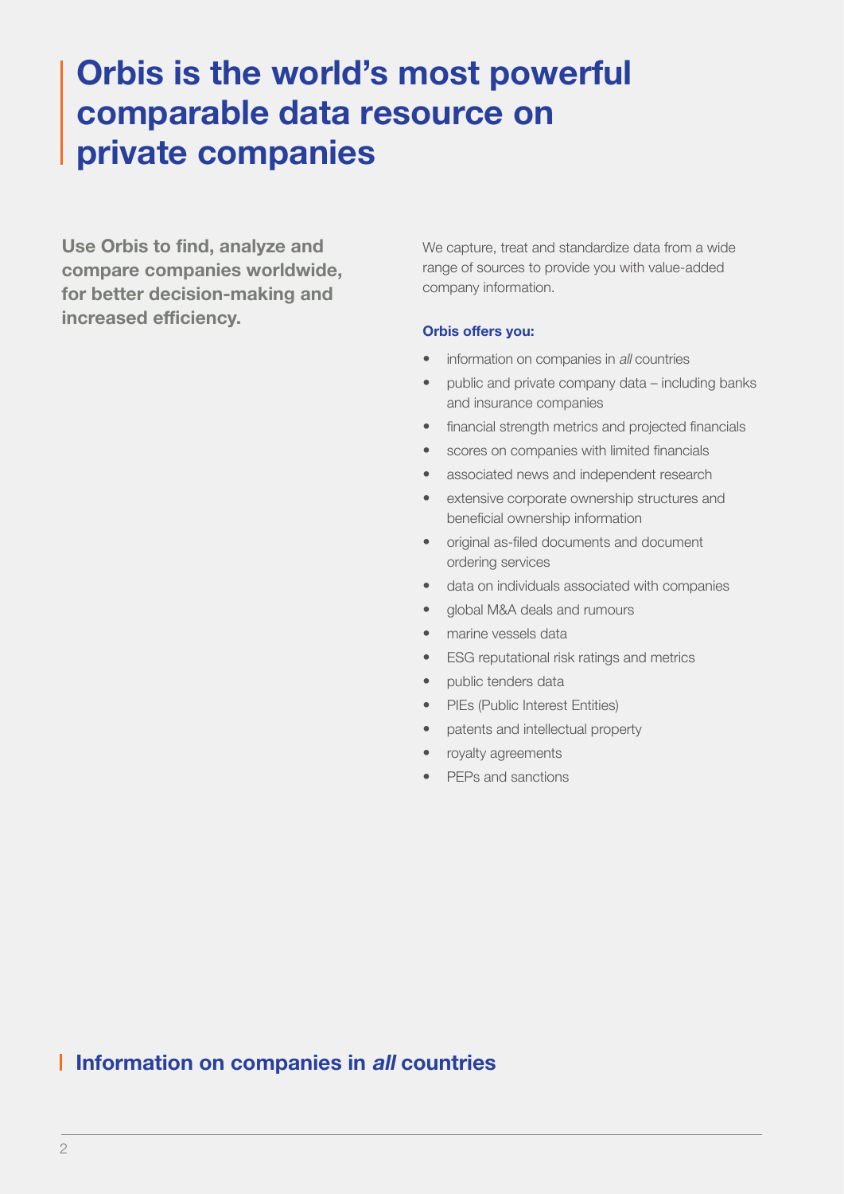# Orbis is the world's most powerful comparable data resource on private companies

**Use Orbis to find, analyze and compare companies worldwide, for better decision-making and increased efficiency.**

We capture, treat and standardize data from a wide range of sources to provide you with value-added company information.

**Orbis offers you:**

- information on companies in *all* countries
- public and private company data – including banks and insurance companies
- financial strength metrics and projected financials
- scores on companies with limited financials
- associated news and independent research
- extensive corporate ownership structures and beneficial ownership information
- original as-filed documents and document ordering services
- data on individuals associated with companies
- global M&A deals and rumours
- marine vessels data
- ESG reputational risk ratings and metrics
- public tenders data
- PIEs (Public Interest Entities)
- patents and intellectual property
- royalty agreements
- PEPs and sanctions

## Information on companies in *all* countries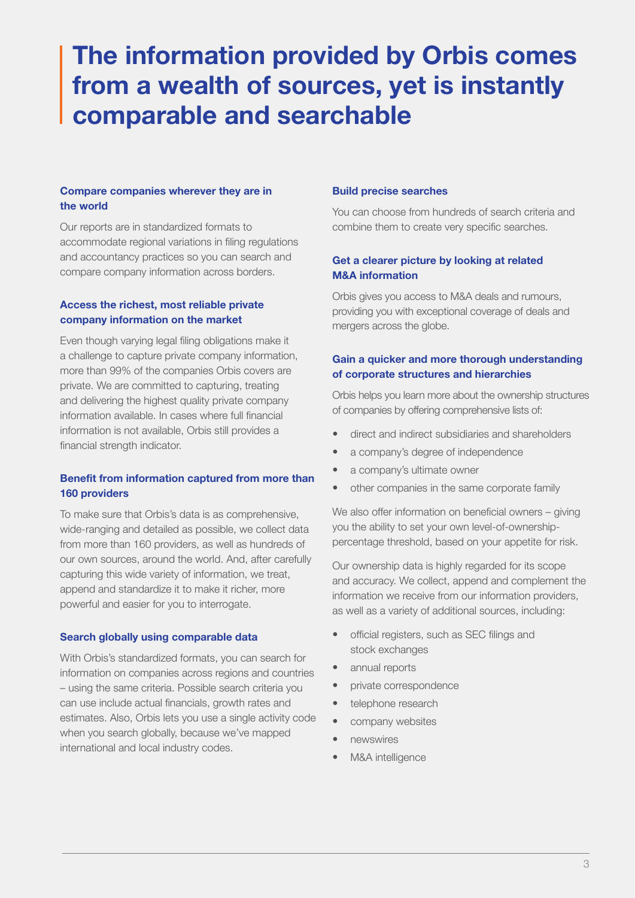# The information provided by Orbis comes from a wealth of sources, yet is instantly comparable and searchable

### Compare companies wherever they are in the world

Our reports are in standardized formats to accommodate regional variations in filing regulations and accountancy practices so you can search and compare company information across borders.

### Access the richest, most reliable private company information on the market

Even though varying legal filing obligations make it a challenge to capture private company information, more than 99% of the companies Orbis covers are private. We are committed to capturing, treating and delivering the highest quality private company information available. In cases where full financial information is not available, Orbis still provides a financial strength indicator.

### Benefit from information captured from more than 160 providers

To make sure that Orbis's data is as comprehensive, wide-ranging and detailed as possible, we collect data from more than 160 providers, as well as hundreds of our own sources, around the world. And, after carefully capturing this wide variety of information, we treat, append and standardize it to make it richer, more powerful and easier for you to interrogate.

### Search globally using comparable data

With Orbis's standardized formats, you can search for information on companies across regions and countries – using the same criteria. Possible search criteria you can use include actual financials, growth rates and estimates. Also, Orbis lets you use a single activity code when you search globally, because we've mapped international and local industry codes.

### Build precise searches

You can choose from hundreds of search criteria and combine them to create very specific searches.

### Get a clearer picture by looking at related M&A information

Orbis gives you access to M&A deals and rumours, providing you with exceptional coverage of deals and mergers across the globe.

### Gain a quicker and more thorough understanding of corporate structures and hierarchies

Orbis helps you learn more about the ownership structures of companies by offering comprehensive lists of:

- direct and indirect subsidiaries and shareholders
- a company's degree of independence
- a company's ultimate owner
- other companies in the same corporate family

We also offer information on beneficial owners – giving you the ability to set your own level-of-ownership-percentage threshold, based on your appetite for risk.

Our ownership data is highly regarded for its scope and accuracy. We collect, append and complement the information we receive from our information providers, as well as a variety of additional sources, including:

- official registers, such as SEC filings and stock exchanges
- annual reports
- private correspondence
- telephone research
- company websites
- newswires
- M&A intelligence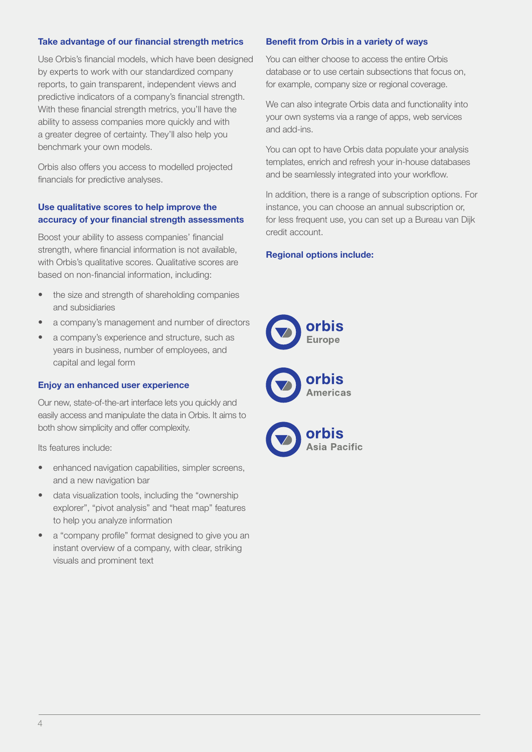### Take advantage of our financial strength metrics

Use Orbis's financial models, which have been designed by experts to work with our standardized company reports, to gain transparent, independent views and predictive indicators of a company's financial strength. With these financial strength metrics, you'll have the ability to assess companies more quickly and with a greater degree of certainty. They'll also help you benchmark your own models.

Orbis also offers you access to modelled projected financials for predictive analyses.

### Use qualitative scores to help improve the accuracy of your financial strength assessments

Boost your ability to assess companies' financial strength, where financial information is not available, with Orbis's qualitative scores. Qualitative scores are based on non-financial information, including:

- the size and strength of shareholding companies and subsidiaries
- a company's management and number of directors
- a company's experience and structure, such as years in business, number of employees, and capital and legal form

### Enjoy an enhanced user experience

Our new, state-of-the-art interface lets you quickly and easily access and manipulate the data in Orbis. It aims to both show simplicity and offer complexity.

Its features include:

- enhanced navigation capabilities, simpler screens, and a new navigation bar
- data visualization tools, including the "ownership explorer", "pivot analysis" and "heat map" features to help you analyze information
- a "company profile" format designed to give you an instant overview of a company, with clear, striking visuals and prominent text

### Benefit from Orbis in a variety of ways

You can either choose to access the entire Orbis database or to use certain subsections that focus on, for example, company size or regional coverage.

We can also integrate Orbis data and functionality into your own systems via a range of apps, web services and add-ins.

You can opt to have Orbis data populate your analysis templates, enrich and refresh your in-house databases and be seamlessly integrated into your workflow.

In addition, there is a range of subscription options. For instance, you can choose an annual subscription or, for less frequent use, you can set up a Bureau van Dijk credit account.

### Regional options include:

**orbis** Europe

**orbis** Americas

**orbis** Asia Pacific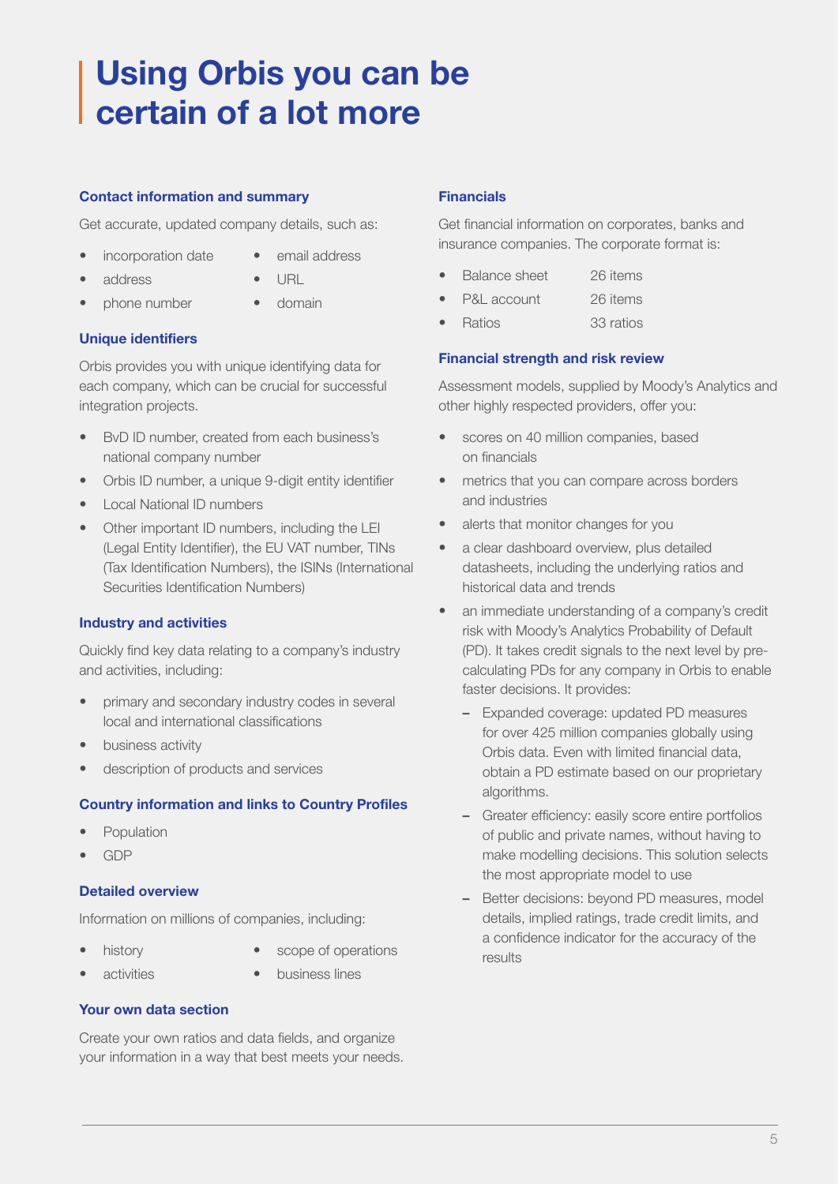# Using Orbis you can be certain of a lot more

### Contact information and summary

Get accurate, updated company details, such as:

- incorporation date
- address
- phone number
- email address
- URL
- domain

### Unique identifiers

Orbis provides you with unique identifying data for each company, which can be crucial for successful integration projects.

- BvD ID number, created from each business's national company number
- Orbis ID number, a unique 9-digit entity identifier
- Local National ID numbers
- Other important ID numbers, including the LEI (Legal Entity Identifier), the EU VAT number, TINs (Tax Identification Numbers), the ISINs (International Securities Identification Numbers)

### Industry and activities

Quickly find key data relating to a company's industry and activities, including:

- primary and secondary industry codes in several local and international classifications
- business activity
- description of products and services

### Country information and links to Country Profiles

- Population
- GDP

### Detailed overview

Information on millions of companies, including:

- history
- activities
- scope of operations
- business lines

### Your own data section

Create your own ratios and data fields, and organize your information in a way that best meets your needs.

### Financials

Get financial information on corporates, banks and insurance companies. The corporate format is:

- Balance sheet 26 items
- P&L account 26 items
- Ratios 33 ratios

### Financial strength and risk review

Assessment models, supplied by Moody's Analytics and other highly respected providers, offer you:

- scores on 40 million companies, based on financials
- metrics that you can compare across borders and industries
- alerts that monitor changes for you
- a clear dashboard overview, plus detailed datasheets, including the underlying ratios and historical data and trends
- an immediate understanding of a company's credit risk with Moody's Analytics Probability of Default (PD). It takes credit signals to the next level by pre-calculating PDs for any company in Orbis to enable faster decisions. It provides:
  - Expanded coverage: updated PD measures for over 425 million companies globally using Orbis data. Even with limited financial data, obtain a PD estimate based on our proprietary algorithms.
  - Greater efficiency: easily score entire portfolios of public and private names, without having to make modelling decisions. This solution selects the most appropriate model to use
  - Better decisions: beyond PD measures, model details, implied ratings, trade credit limits, and a confidence indicator for the accuracy of the results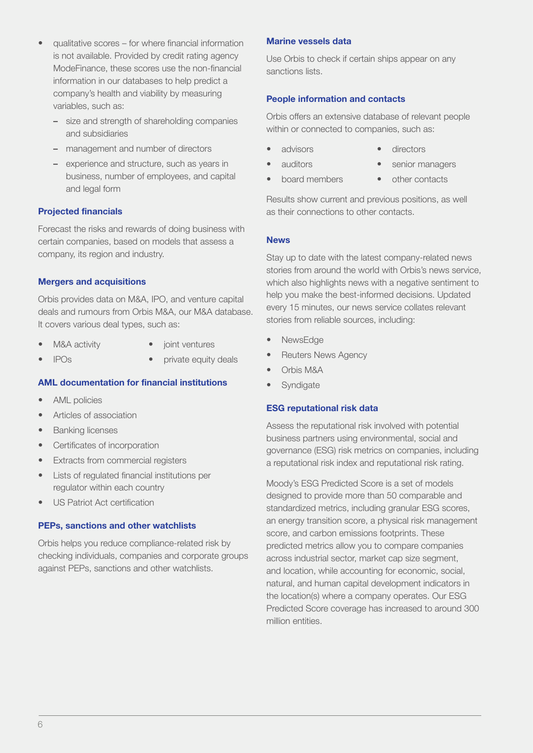- qualitative scores – for where financial information is not available. Provided by credit rating agency ModeFinance, these scores use the non-financial information in our databases to help predict a company's health and viability by measuring variables, such as:
  - size and strength of shareholding companies and subsidiaries
  - management and number of directors
  - experience and structure, such as years in business, number of employees, and capital and legal form

### Projected financials

Forecast the risks and rewards of doing business with certain companies, based on models that assess a company, its region and industry.

### Mergers and acquisitions

Orbis provides data on M&A, IPO, and venture capital deals and rumours from Orbis M&A, our M&A database. It covers various deal types, such as:

- M&A activity
- joint ventures
- IPOs
- private equity deals

### AML documentation for financial institutions

- AML policies
- Articles of association
- Banking licenses
- Certificates of incorporation
- Extracts from commercial registers
- Lists of regulated financial institutions per regulator within each country
- US Patriot Act certification

### PEPs, sanctions and other watchlists

Orbis helps you reduce compliance-related risk by checking individuals, companies and corporate groups against PEPs, sanctions and other watchlists.

### Marine vessels data

Use Orbis to check if certain ships appear on any sanctions lists.

### People information and contacts

Orbis offers an extensive database of relevant people within or connected to companies, such as:

- advisors
- directors
- auditors
- senior managers
- board members
- other contacts

Results show current and previous positions, as well as their connections to other contacts.

### News

Stay up to date with the latest company-related news stories from around the world with Orbis's news service, which also highlights news with a negative sentiment to help you make the best-informed decisions. Updated every 15 minutes, our news service collates relevant stories from reliable sources, including:

- NewsEdge
- Reuters News Agency
- Orbis M&A
- Syndigate

### ESG reputational risk data

Assess the reputational risk involved with potential business partners using environmental, social and governance (ESG) risk metrics on companies, including a reputational risk index and reputational risk rating.

Moody's ESG Predicted Score is a set of models designed to provide more than 50 comparable and standardized metrics, including granular ESG scores, an energy transition score, a physical risk management score, and carbon emissions footprints. These predicted metrics allow you to compare companies across industrial sector, market cap size segment, and location, while accounting for economic, social, natural, and human capital development indicators in the location(s) where a company operates. Our ESG Predicted Score coverage has increased to around 300 million entities.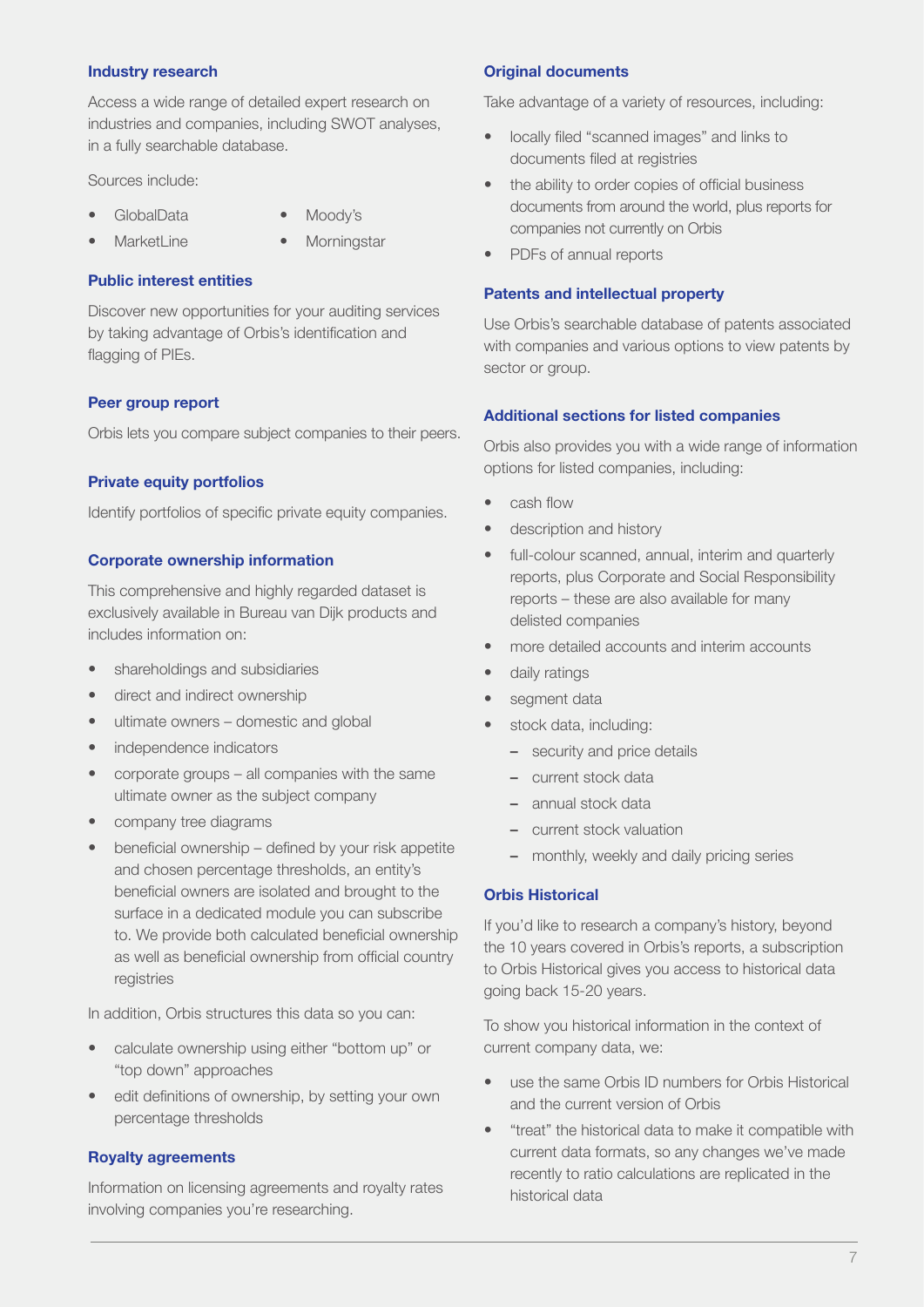### Industry research

Access a wide range of detailed expert research on industries and companies, including SWOT analyses, in a fully searchable database.

Sources include:

- GlobalData
- MarketLine
- Moody's
- Morningstar

### Public interest entities

Discover new opportunities for your auditing services by taking advantage of Orbis's identification and flagging of PIEs.

### Peer group report

Orbis lets you compare subject companies to their peers.

### Private equity portfolios

Identify portfolios of specific private equity companies.

### Corporate ownership information

This comprehensive and highly regarded dataset is exclusively available in Bureau van Dijk products and includes information on:

- shareholdings and subsidiaries
- direct and indirect ownership
- ultimate owners – domestic and global
- independence indicators
- corporate groups – all companies with the same ultimate owner as the subject company
- company tree diagrams
- beneficial ownership – defined by your risk appetite and chosen percentage thresholds, an entity's beneficial owners are isolated and brought to the surface in a dedicated module you can subscribe to. We provide both calculated beneficial ownership as well as beneficial ownership from official country registries

In addition, Orbis structures this data so you can:

- calculate ownership using either "bottom up" or "top down" approaches
- edit definitions of ownership, by setting your own percentage thresholds

### Royalty agreements

Information on licensing agreements and royalty rates involving companies you're researching.

### Original documents

Take advantage of a variety of resources, including:

- locally filed "scanned images" and links to documents filed at registries
- the ability to order copies of official business documents from around the world, plus reports for companies not currently on Orbis
- PDFs of annual reports

### Patents and intellectual property

Use Orbis's searchable database of patents associated with companies and various options to view patents by sector or group.

### Additional sections for listed companies

Orbis also provides you with a wide range of information options for listed companies, including:

- cash flow
- description and history
- full-colour scanned, annual, interim and quarterly reports, plus Corporate and Social Responsibility reports – these are also available for many delisted companies
- more detailed accounts and interim accounts
- daily ratings
- segment data
- stock data, including:
  - security and price details
  - current stock data
  - annual stock data
  - current stock valuation
  - monthly, weekly and daily pricing series

### Orbis Historical

If you'd like to research a company's history, beyond the 10 years covered in Orbis's reports, a subscription to Orbis Historical gives you access to historical data going back 15-20 years.

To show you historical information in the context of current company data, we:

- use the same Orbis ID numbers for Orbis Historical and the current version of Orbis
- "treat" the historical data to make it compatible with current data formats, so any changes we've made recently to ratio calculations are replicated in the historical data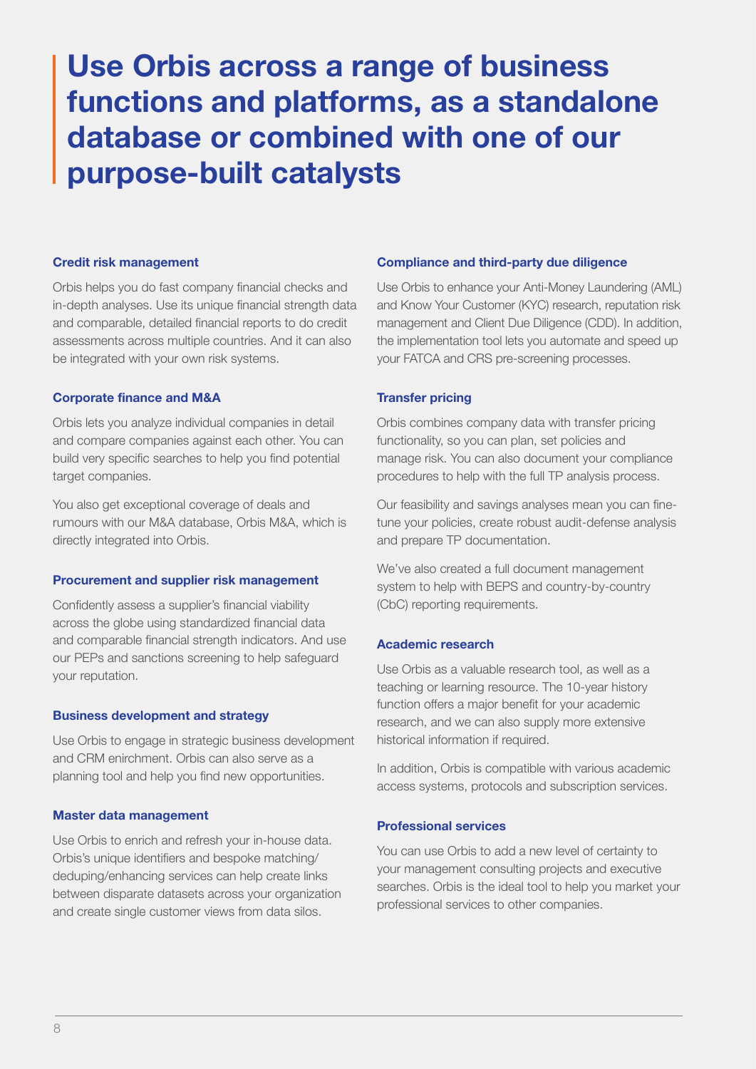# Use Orbis across a range of business functions and platforms, as a standalone database or combined with one of our purpose-built catalysts

### Credit risk management

Orbis helps you do fast company financial checks and in-depth analyses. Use its unique financial strength data and comparable, detailed financial reports to do credit assessments across multiple countries. And it can also be integrated with your own risk systems.

### Corporate finance and M&A

Orbis lets you analyze individual companies in detail and compare companies against each other. You can build very specific searches to help you find potential target companies.

You also get exceptional coverage of deals and rumours with our M&A database, Orbis M&A, which is directly integrated into Orbis.

### Procurement and supplier risk management

Confidently assess a supplier's financial viability across the globe using standardized financial data and comparable financial strength indicators. And use our PEPs and sanctions screening to help safeguard your reputation.

### Business development and strategy

Use Orbis to engage in strategic business development and CRM enirchment. Orbis can also serve as a planning tool and help you find new opportunities.

### Master data management

Use Orbis to enrich and refresh your in-house data. Orbis's unique identifiers and bespoke matching/deduping/enhancing services can help create links between disparate datasets across your organization and create single customer views from data silos.

### Compliance and third-party due diligence

Use Orbis to enhance your Anti-Money Laundering (AML) and Know Your Customer (KYC) research, reputation risk management and Client Due Diligence (CDD). In addition, the implementation tool lets you automate and speed up your FATCA and CRS pre-screening processes.

### Transfer pricing

Orbis combines company data with transfer pricing functionality, so you can plan, set policies and manage risk. You can also document your compliance procedures to help with the full TP analysis process.

Our feasibility and savings analyses mean you can fine-tune your policies, create robust audit-defense analysis and prepare TP documentation.

We've also created a full document management system to help with BEPS and country-by-country (CbC) reporting requirements.

### Academic research

Use Orbis as a valuable research tool, as well as a teaching or learning resource. The 10-year history function offers a major benefit for your academic research, and we can also supply more extensive historical information if required.

In addition, Orbis is compatible with various academic access systems, protocols and subscription services.

### Professional services

You can use Orbis to add a new level of certainty to your management consulting projects and executive searches. Orbis is the ideal tool to help you market your professional services to other companies.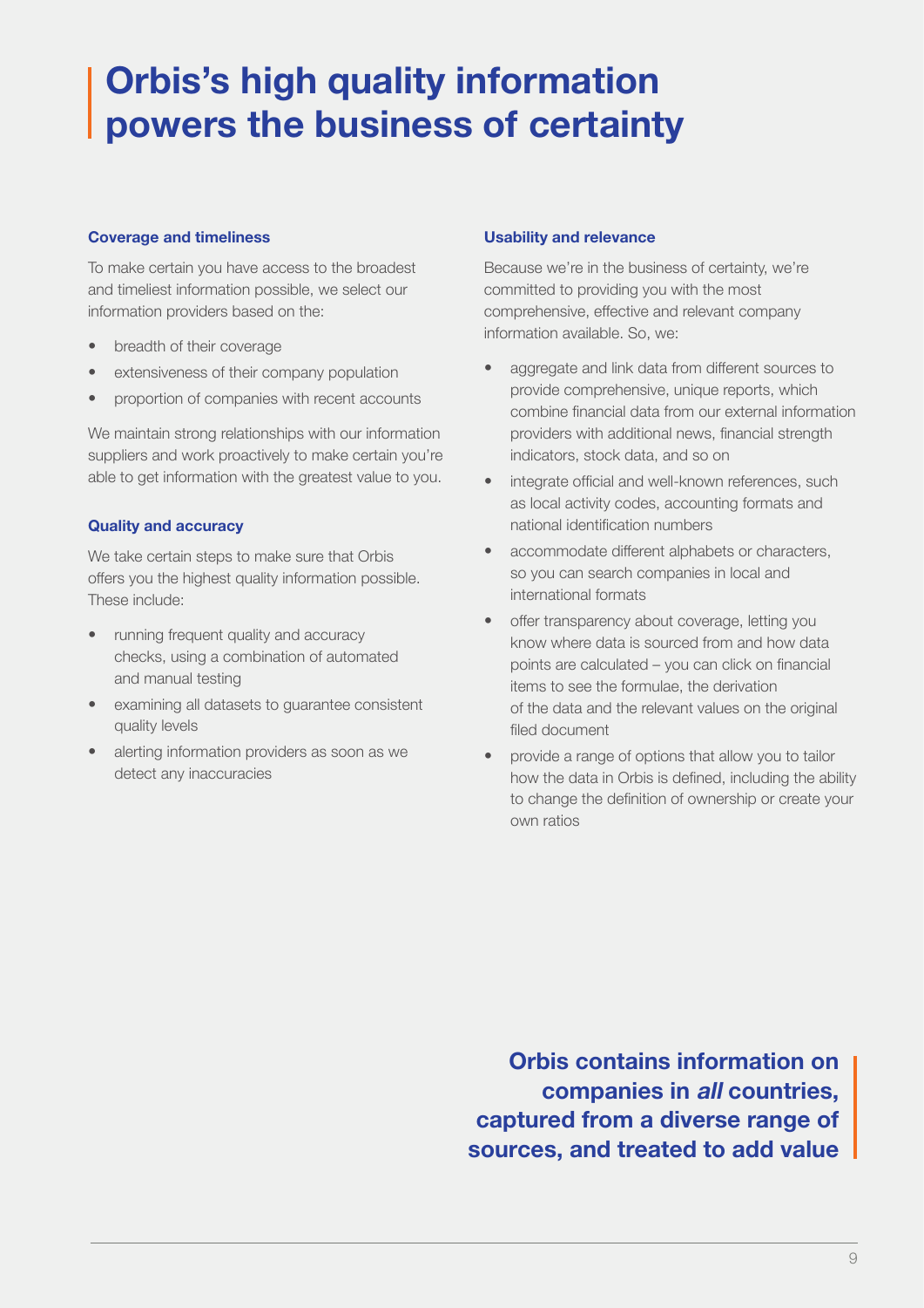# Orbis's high quality information powers the business of certainty

### Coverage and timeliness

To make certain you have access to the broadest and timeliest information possible, we select our information providers based on the:

- breadth of their coverage
- extensiveness of their company population
- proportion of companies with recent accounts

We maintain strong relationships with our information suppliers and work proactively to make certain you're able to get information with the greatest value to you.

### Quality and accuracy

We take certain steps to make sure that Orbis offers you the highest quality information possible. These include:

- running frequent quality and accuracy checks, using a combination of automated and manual testing
- examining all datasets to guarantee consistent quality levels
- alerting information providers as soon as we detect any inaccuracies

### Usability and relevance

Because we're in the business of certainty, we're committed to providing you with the most comprehensive, effective and relevant company information available. So, we:

- aggregate and link data from different sources to provide comprehensive, unique reports, which combine financial data from our external information providers with additional news, financial strength indicators, stock data, and so on
- integrate official and well-known references, such as local activity codes, accounting formats and national identification numbers
- accommodate different alphabets or characters, so you can search companies in local and international formats
- offer transparency about coverage, letting you know where data is sourced from and how data points are calculated – you can click on financial items to see the formulae, the derivation of the data and the relevant values on the original filed document
- provide a range of options that allow you to tailor how the data in Orbis is defined, including the ability to change the definition of ownership or create your own ratios

**Orbis contains information on companies in *all* countries, captured from a diverse range of sources, and treated to add value**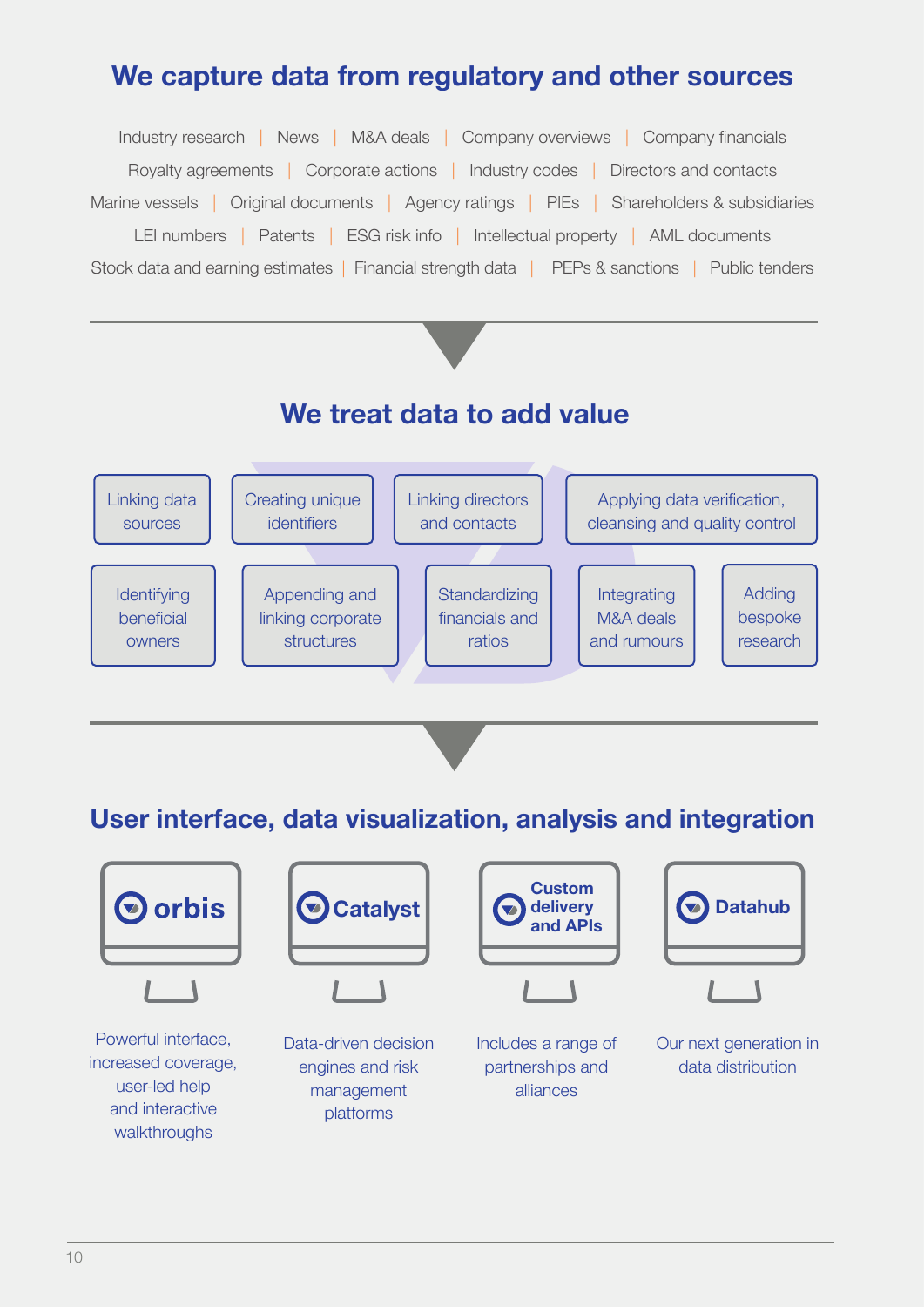## We capture data from regulatory and other sources

Industry research | News | M&A deals | Company overviews | Company financials
Royalty agreements | Corporate actions | Industry codes | Directors and contacts
Marine vessels | Original documents | Agency ratings | PIEs | Shareholders & subsidiaries
LEI numbers | Patents | ESG risk info | Intellectual property | AML documents
Stock data and earning estimates | Financial strength data | PEPs & sanctions | Public tenders

## We treat data to add value

- Linking data sources
- Creating unique identifiers
- Linking directors and contacts
- Applying data verification, cleansing and quality control
- Identifying beneficial owners
- Appending and linking corporate structures
- Standardizing financials and ratios
- Integrating M&A deals and rumours
- Adding bespoke research

## User interface, data visualization, analysis and integration

**orbis**
Powerful interface, increased coverage, user-led help and interactive walkthroughs

**Catalyst**
Data-driven decision engines and risk management platforms

**Custom delivery and APIs**
Includes a range of partnerships and alliances

**Datahub**
Our next generation in data distribution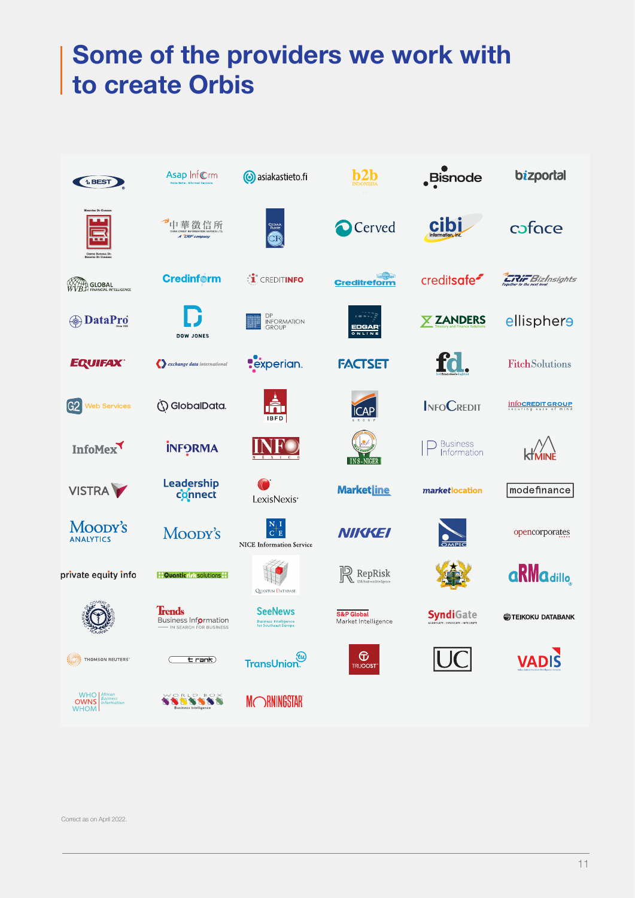# Some of the providers we work with to create Orbis

| | | | | | |
|---|---|---|---|---|---|
| A.M. BEST | Asap Inform | asiakastieto.fi | b2b Indonesia | Bisnode | bizportal |
| Centrul Național de Registru al Comerțului | 中華徵信所 | Cedar Rose | Cerved | cibi information, inc. | coface |
| WVB Global Financial Intelligence | Credinform | CREDITINFO | Creditreform | creditsafe | CRIF BizInsights |
| DataPro | DOW JONES | DP Information Group | EDGAR Online | ZANDERS | ellisphere |
| EQUIFAX | exchange data international | experian | FACTSET | fd. | FitchSolutions |
| G2 Web Services | GlobalData. | IBFD | ICAP Group | InfoCredit | infoCREDIT GROUP |
| InfoMex | INFORMA | INFO México | INS-NIGER | IP Business Information | KMINE |
| VISTRA | Leadership connect | LexisNexis | MarketLine | marketlocation | modefinance |
| Moody's Analytics | Moody's | NICE Information Service | NIKKEI | OMPIC | opencorporates |
| private equity info | Quantic Risk solutions | Quantum Database | RepRisk | | aRMadillo |
| Camera de Comerț și Industrie a României | Trends Business Information | SeeNews | S&P Global Market Intelligence | SyndiGate | TEIKOKU DATABANK |
| THOMSON REUTERS | trank | TransUnion | TRUOOST | UC | VADIS |
| WHO OWNS WHOM | World Box Business Intelligence | MORNINGSTAR | | | |

Correct as on April 2022.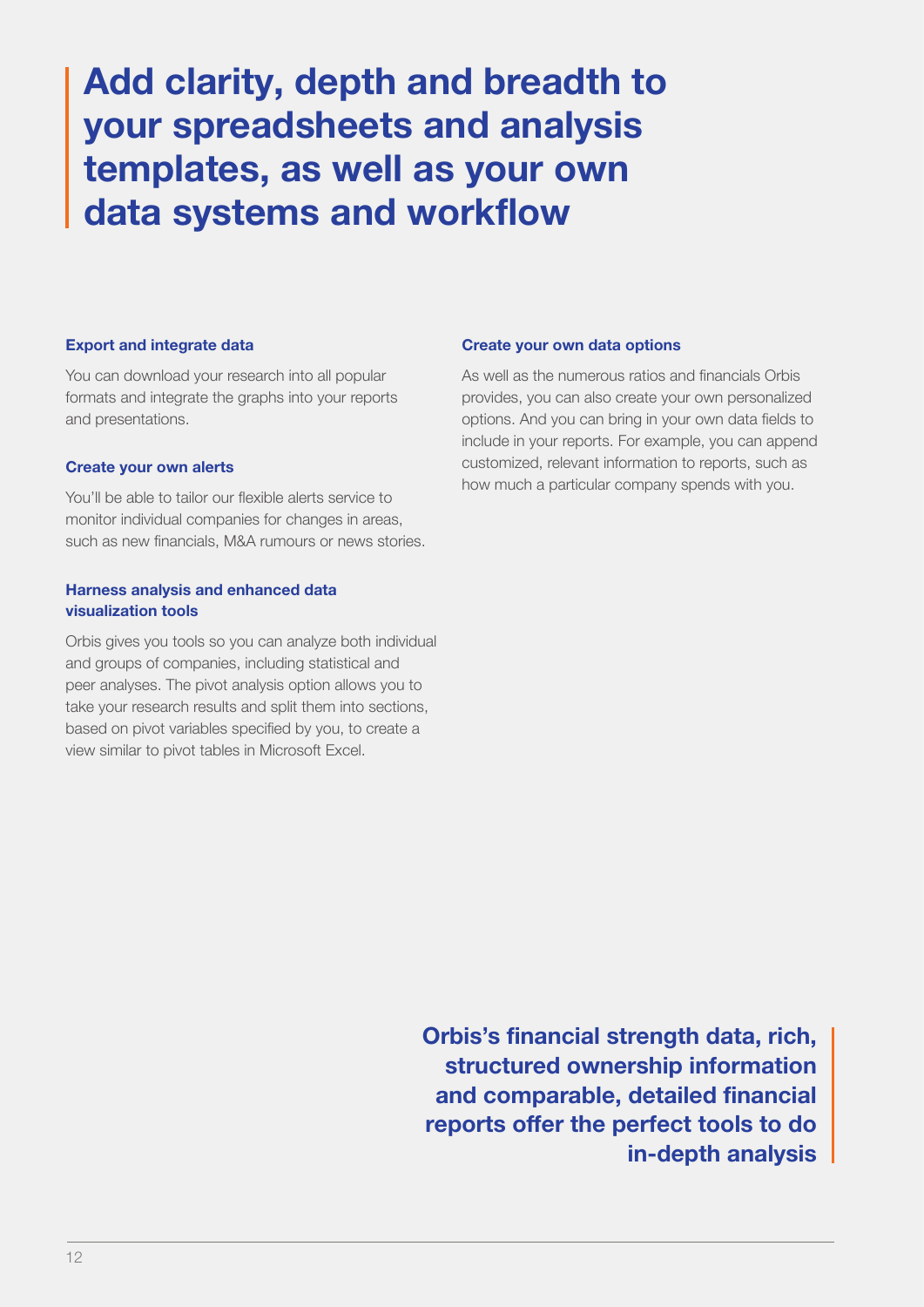# Add clarity, depth and breadth to your spreadsheets and analysis templates, as well as your own data systems and workflow

### Export and integrate data

You can download your research into all popular formats and integrate the graphs into your reports and presentations.

### Create your own alerts

You'll be able to tailor our flexible alerts service to monitor individual companies for changes in areas, such as new financials, M&A rumours or news stories.

### Harness analysis and enhanced data visualization tools

Orbis gives you tools so you can analyze both individual and groups of companies, including statistical and peer analyses. The pivot analysis option allows you to take your research results and split them into sections, based on pivot variables specified by you, to create a view similar to pivot tables in Microsoft Excel.

### Create your own data options

As well as the numerous ratios and financials Orbis provides, you can also create your own personalized options. And you can bring in your own data fields to include in your reports. For example, you can append customized, relevant information to reports, such as how much a particular company spends with you.

**Orbis's financial strength data, rich, structured ownership information and comparable, detailed financial reports offer the perfect tools to do in-depth analysis**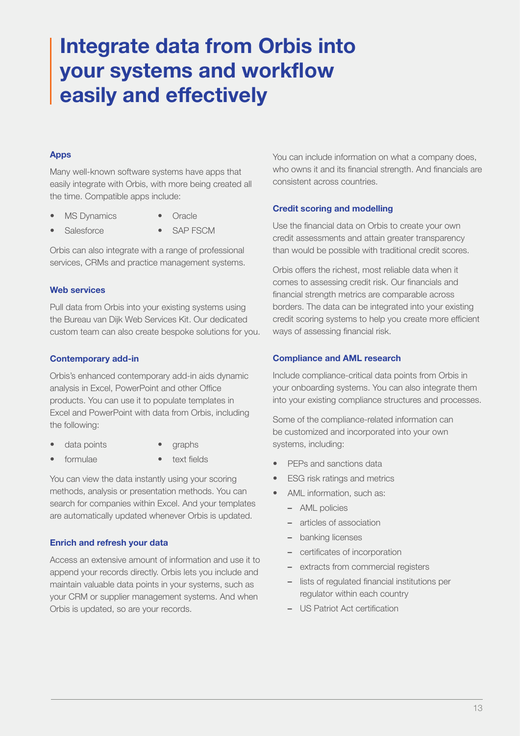# Integrate data from Orbis into your systems and workflow easily and effectively

### Apps

Many well-known software systems have apps that easily integrate with Orbis, with more being created all the time. Compatible apps include:

- MS Dynamics
- Oracle
- Salesforce
- SAP FSCM

Orbis can also integrate with a range of professional services, CRMs and practice management systems.

### Web services

Pull data from Orbis into your existing systems using the Bureau van Dijk Web Services Kit. Our dedicated custom team can also create bespoke solutions for you.

### Contemporary add-in

Orbis's enhanced contemporary add-in aids dynamic analysis in Excel, PowerPoint and other Office products. You can use it to populate templates in Excel and PowerPoint with data from Orbis, including the following:

- data points
- graphs
- formulae
- text fields

You can view the data instantly using your scoring methods, analysis or presentation methods. You can search for companies within Excel. And your templates are automatically updated whenever Orbis is updated.

### Enrich and refresh your data

Access an extensive amount of information and use it to append your records directly. Orbis lets you include and maintain valuable data points in your systems, such as your CRM or supplier management systems. And when Orbis is updated, so are your records.

You can include information on what a company does, who owns it and its financial strength. And financials are consistent across countries.

### Credit scoring and modelling

Use the financial data on Orbis to create your own credit assessments and attain greater transparency than would be possible with traditional credit scores.

Orbis offers the richest, most reliable data when it comes to assessing credit risk. Our financials and financial strength metrics are comparable across borders. The data can be integrated into your existing credit scoring systems to help you create more efficient ways of assessing financial risk.

### Compliance and AML research

Include compliance-critical data points from Orbis in your onboarding systems. You can also integrate them into your existing compliance structures and processes.

Some of the compliance-related information can be customized and incorporated into your own systems, including:

- PEPs and sanctions data
- ESG risk ratings and metrics
- AML information, such as:
  - AML policies
  - articles of association
  - banking licenses
  - certificates of incorporation
  - extracts from commercial registers
  - lists of regulated financial institutions per regulator within each country
  - US Patriot Act certification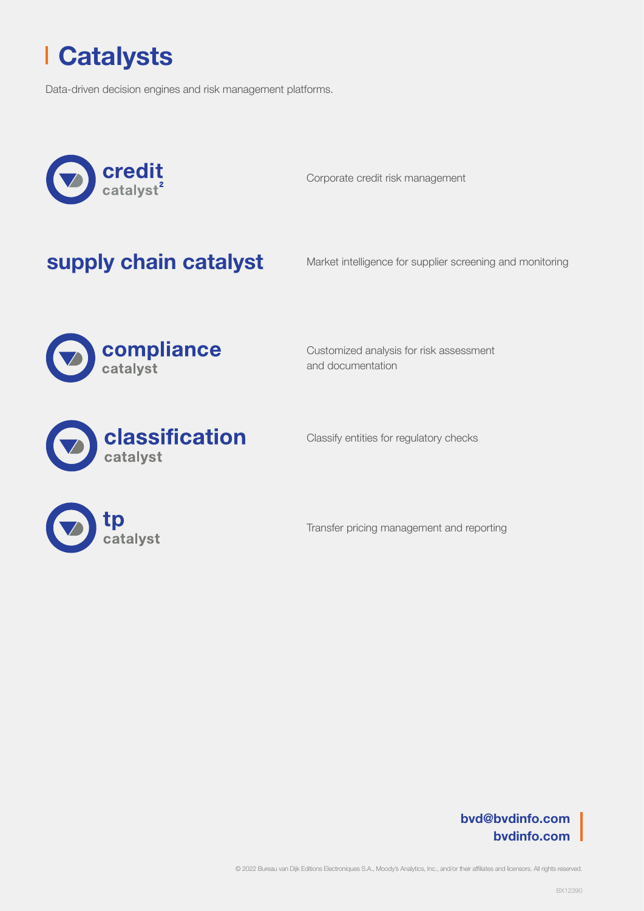# Catalysts

Data-driven decision engines and risk management platforms.

**credit catalyst²** — Corporate credit risk management

**supply chain catalyst** — Market intelligence for supplier screening and monitoring

**compliance catalyst** — Customized analysis for risk assessment and documentation

**classification catalyst** — Classify entities for regulatory checks

**tp catalyst** — Transfer pricing management and reporting

**bvd@bvdinfo.com**
**bvdinfo.com**

© 2022 Bureau van Dijk Editions Electroniques S.A., Moody's Analytics, Inc., and/or their affiliates and licensors. All rights reserved.

BX12390